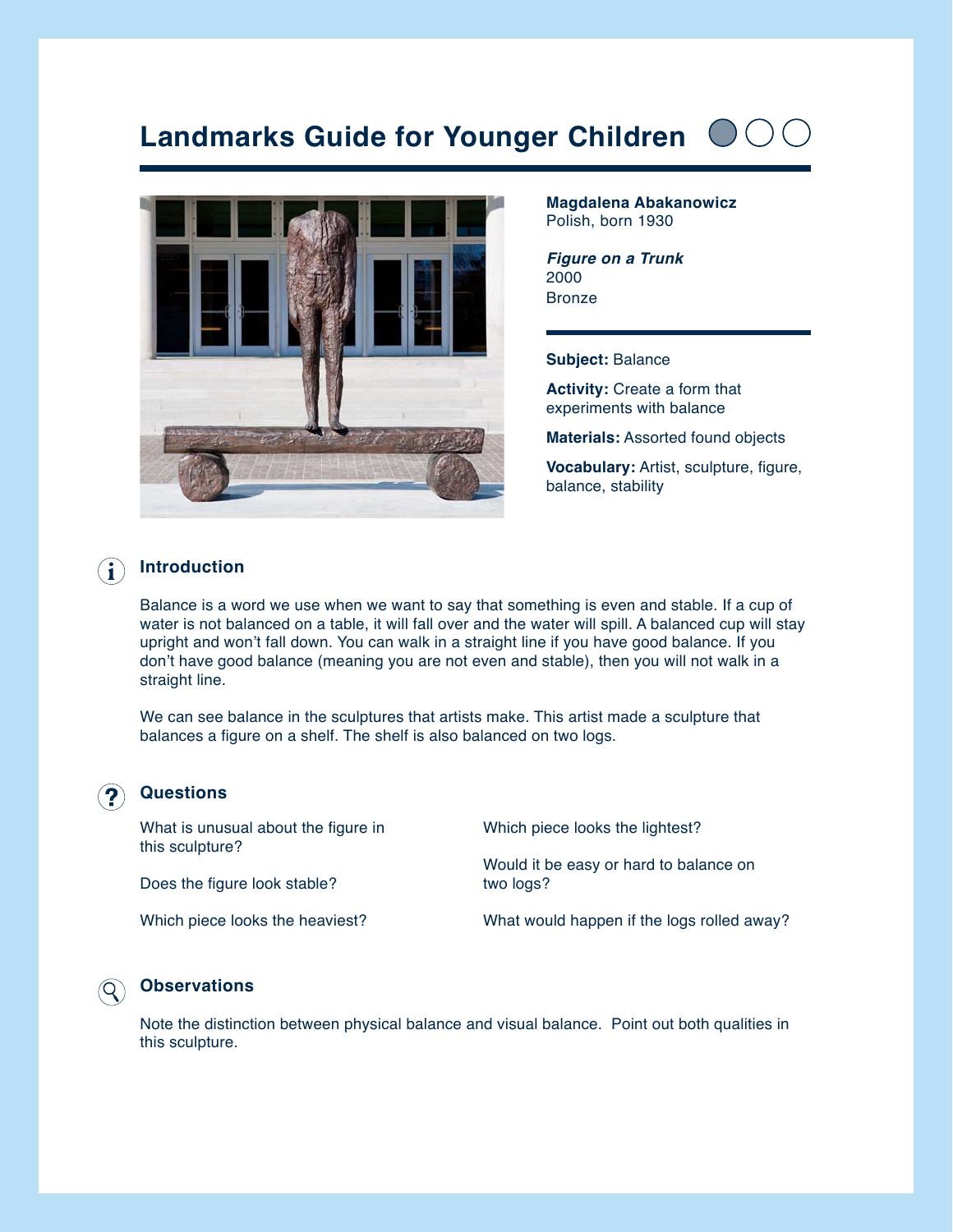# Landmarks Guide for Younger Children

**Magdalena Abakanowicz**
Polish, born 1930

***Figure on a Trunk***
2000
Bronze

**Subject:** Balance

**Activity:** Create a form that experiments with balance

**Materials:** Assorted found objects

**Vocabulary:** Artist, sculpture, figure, balance, stability

## Introduction

Balance is a word we use when we want to say that something is even and stable. If a cup of water is not balanced on a table, it will fall over and the water will spill. A balanced cup will stay upright and won't fall down. You can walk in a straight line if you have good balance. If you don't have good balance (meaning you are not even and stable), then you will not walk in a straight line.

We can see balance in the sculptures that artists make. This artist made a sculpture that balances a figure on a shelf. The shelf is also balanced on two logs.

## Questions

What is unusual about the figure in this sculpture?

Does the figure look stable?

Which piece looks the heaviest?

Which piece looks the lightest?

Would it be easy or hard to balance on two logs?

What would happen if the logs rolled away?

## Observations

Note the distinction between physical balance and visual balance. Point out both qualities in this sculpture.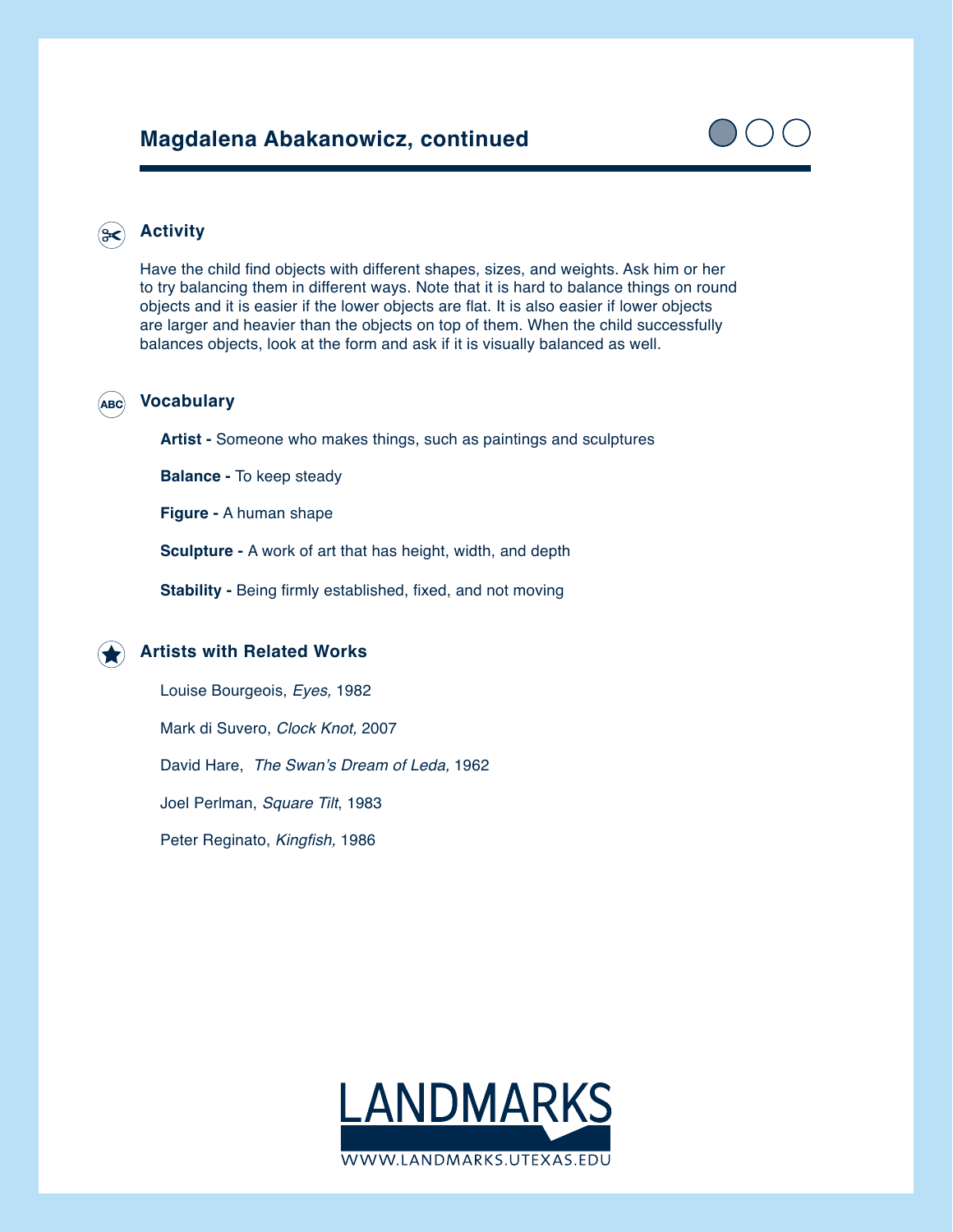## Magdalena Abakanowicz, continued

### Activity

Have the child find objects with different shapes, sizes, and weights. Ask him or her to try balancing them in different ways. Note that it is hard to balance things on round objects and it is easier if the lower objects are flat. It is also easier if lower objects are larger and heavier than the objects on top of them. When the child successfully balances objects, look at the form and ask if it is visually balanced as well.

### Vocabulary

**Artist -** Someone who makes things, such as paintings and sculptures

**Balance -** To keep steady

**Figure -** A human shape

**Sculpture -** A work of art that has height, width, and depth

**Stability -** Being firmly established, fixed, and not moving

### Artists with Related Works

Louise Bourgeois, *Eyes,* 1982

Mark di Suvero, *Clock Knot,* 2007

David Hare, *The Swan's Dream of Leda,* 1962

Joel Perlman, *Square Tilt*, 1983

Peter Reginato, *Kingfish,* 1986

LANDMARKS

WWW.LANDMARKS.UTEXAS.EDU